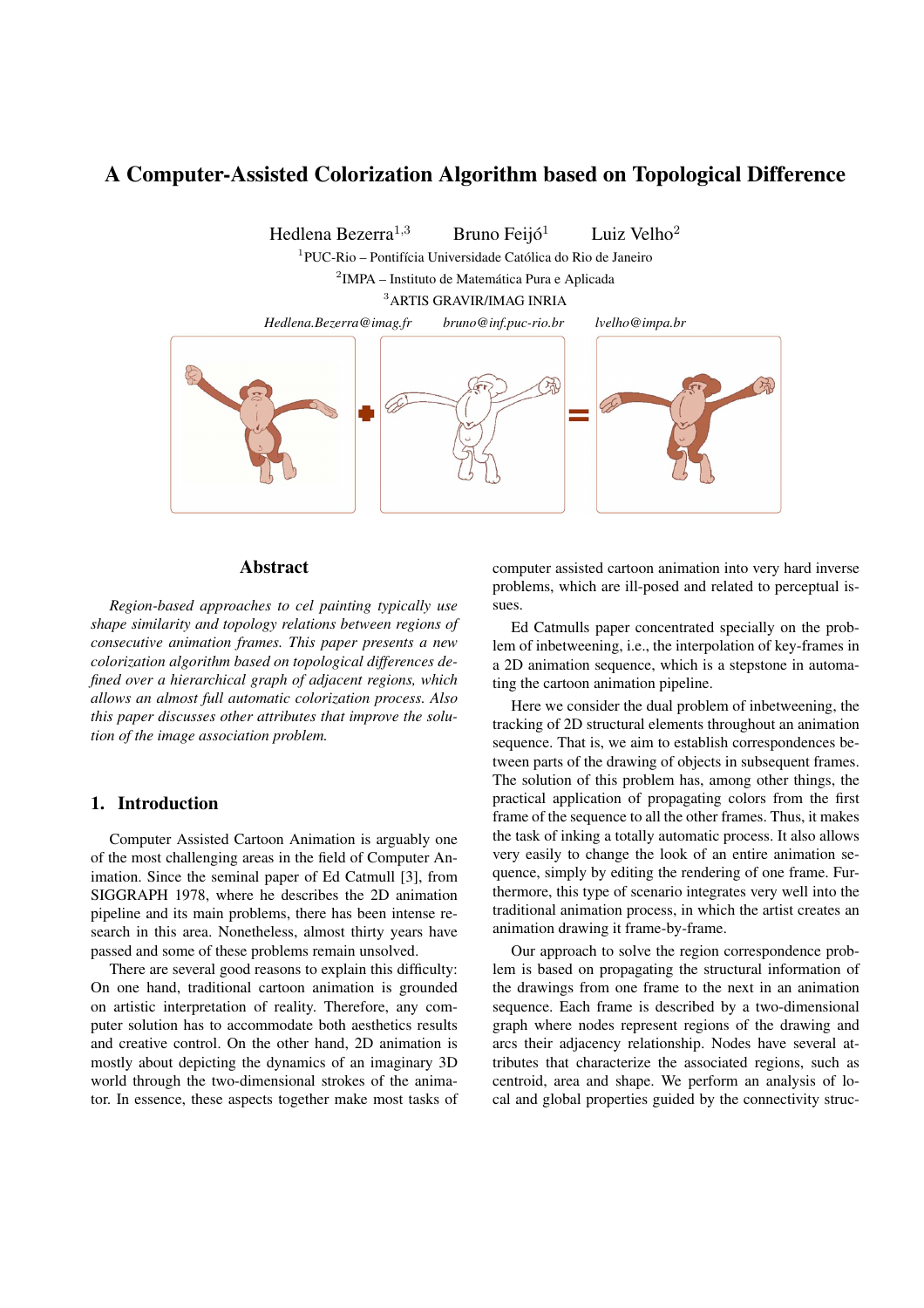# A Computer-Assisted Colorization Algorithm based on Topological Difference

Hedlena Bezerra[1,3] Bruno Feijó[1] Luiz Velho[2]

[1]PUC-Rio – Pontifícia Universidade Católica do Rio de Janeiro

[2]IMPA – Instituto de Matemática Pura e Aplicada

[3]ARTIS GRAVIR/IMAG INRIA

*Hedlena.Bezerra@imag.fr* *bruno@inf.puc-rio.br* *lvelho@impa.br*

## Abstract

*Region-based approaches to cel painting typically use shape similarity and topology relations between regions of consecutive animation frames. This paper presents a new colorization algorithm based on topological differences defined over a hierarchical graph of adjacent regions, which allows an almost full automatic colorization process. Also this paper discusses other attributes that improve the solution of the image association problem.*

## 1. Introduction

Computer Assisted Cartoon Animation is arguably one of the most challenging areas in the field of Computer Animation. Since the seminal paper of Ed Catmull [3], from SIGGRAPH 1978, where he describes the 2D animation pipeline and its main problems, there has been intense research in this area. Nonetheless, almost thirty years have passed and some of these problems remain unsolved.

There are several good reasons to explain this difficulty: On one hand, traditional cartoon animation is grounded on artistic interpretation of reality. Therefore, any computer solution has to accommodate both aesthetics results and creative control. On the other hand, 2D animation is mostly about depicting the dynamics of an imaginary 3D world through the two-dimensional strokes of the animator. In essence, these aspects together make most tasks of computer assisted cartoon animation into very hard inverse problems, which are ill-posed and related to perceptual issues.

Ed Catmulls paper concentrated specially on the problem of inbetweening, i.e., the interpolation of key-frames in a 2D animation sequence, which is a stepstone in automating the cartoon animation pipeline.

Here we consider the dual problem of inbetweening, the tracking of 2D structural elements throughout an animation sequence. That is, we aim to establish correspondences between parts of the drawing of objects in subsequent frames. The solution of this problem has, among other things, the practical application of propagating colors from the first frame of the sequence to all the other frames. Thus, it makes the task of inking a totally automatic process. It also allows very easily to change the look of an entire animation sequence, simply by editing the rendering of one frame. Furthermore, this type of scenario integrates very well into the traditional animation process, in which the artist creates an animation drawing it frame-by-frame.

Our approach to solve the region correspondence problem is based on propagating the structural information of the drawings from one frame to the next in an animation sequence. Each frame is described by a two-dimensional graph where nodes represent regions of the drawing and arcs their adjacency relationship. Nodes have several attributes that characterize the associated regions, such as centroid, area and shape. We perform an analysis of local and global properties guided by the connectivity struc-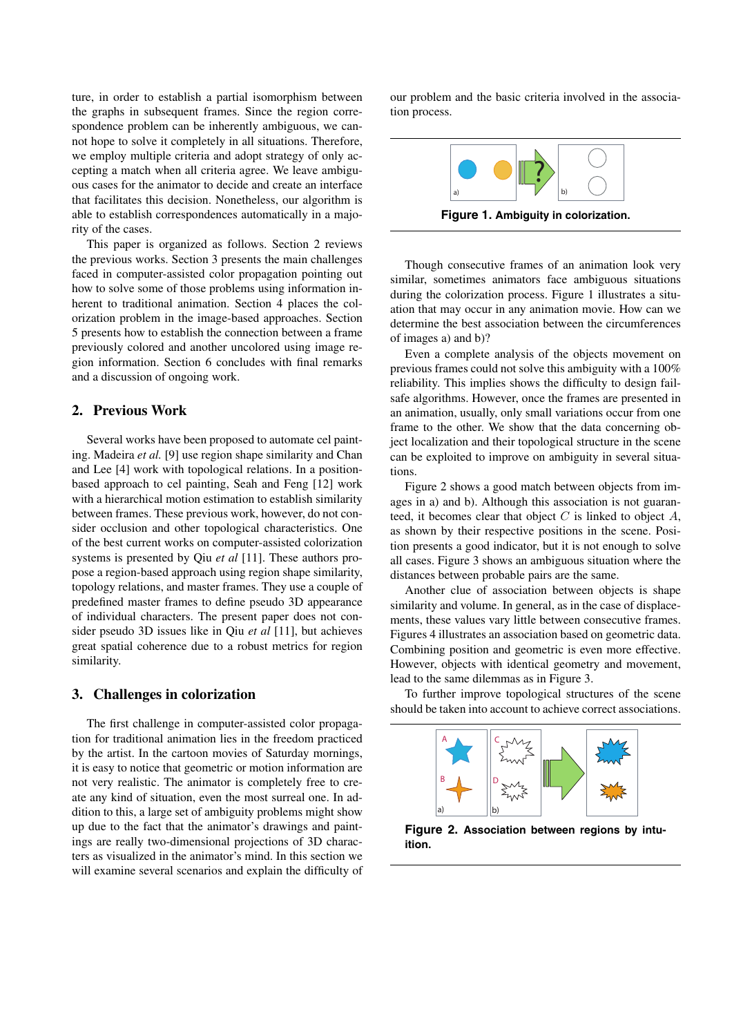ture, in order to establish a partial isomorphism between the graphs in subsequent frames. Since the region correspondence problem can be inherently ambiguous, we cannot hope to solve it completely in all situations. Therefore, we employ multiple criteria and adopt strategy of only accepting a match when all criteria agree. We leave ambiguous cases for the animator to decide and create an interface that facilitates this decision. Nonetheless, our algorithm is able to establish correspondences automatically in a majority of the cases.

This paper is organized as follows. Section 2 reviews the previous works. Section 3 presents the main challenges faced in computer-assisted color propagation pointing out how to solve some of those problems using information inherent to traditional animation. Section 4 places the colorization problem in the image-based approaches. Section 5 presents how to establish the connection between a frame previously colored and another uncolored using image region information. Section 6 concludes with final remarks and a discussion of ongoing work.

## 2. Previous Work

Several works have been proposed to automate cel painting. Madeira *et al.* [9] use region shape similarity and Chan and Lee [4] work with topological relations. In a position-based approach to cel painting, Seah and Feng [12] work with a hierarchical motion estimation to establish similarity between frames. These previous work, however, do not consider occlusion and other topological characteristics. One of the best current works on computer-assisted colorization systems is presented by Qiu *et al* [11]. These authors propose a region-based approach using region shape similarity, topology relations, and master frames. They use a couple of predefined master frames to define pseudo 3D appearance of individual characters. The present paper does not consider pseudo 3D issues like in Qiu *et al* [11], but achieves great spatial coherence due to a robust metrics for region similarity.

## 3. Challenges in colorization

The first challenge in computer-assisted color propagation for traditional animation lies in the freedom practiced by the artist. In the cartoon movies of Saturday mornings, it is easy to notice that geometric or motion information are not very realistic. The animator is completely free to create any kind of situation, even the most surreal one. In addition to this, a large set of ambiguity problems might show up due to the fact that the animator's drawings and paintings are really two-dimensional projections of 3D characters as visualized in the animator's mind. In this section we will examine several scenarios and explain the difficulty of our problem and the basic criteria involved in the association process.

**Figure 1. Ambiguity in colorization.**

Though consecutive frames of an animation look very similar, sometimes animators face ambiguous situations during the colorization process. Figure 1 illustrates a situation that may occur in any animation movie. How can we determine the best association between the circumferences of images a) and b)?

Even a complete analysis of the objects movement on previous frames could not solve this ambiguity with a 100% reliability. This implies shows the difficulty to design fail-safe algorithms. However, once the frames are presented in an animation, usually, only small variations occur from one frame to the other. We show that the data concerning object localization and their topological structure in the scene can be exploited to improve on ambiguity in several situations.

Figure 2 shows a good match between objects from images in a) and b). Although this association is not guaranteed, it becomes clear that object $C$ is linked to object $A$, as shown by their respective positions in the scene. Position presents a good indicator, but it is not enough to solve all cases. Figure 3 shows an ambiguous situation where the distances between probable pairs are the same.

Another clue of association between objects is shape similarity and volume. In general, as in the case of displacements, these values vary little between consecutive frames. Figures 4 illustrates an association based on geometric data. Combining position and geometric is even more effective. However, objects with identical geometry and movement, lead to the same dilemmas as in Figure 3.

To further improve topological structures of the scene should be taken into account to achieve correct associations.

**Figure 2. Association between regions by intuition.**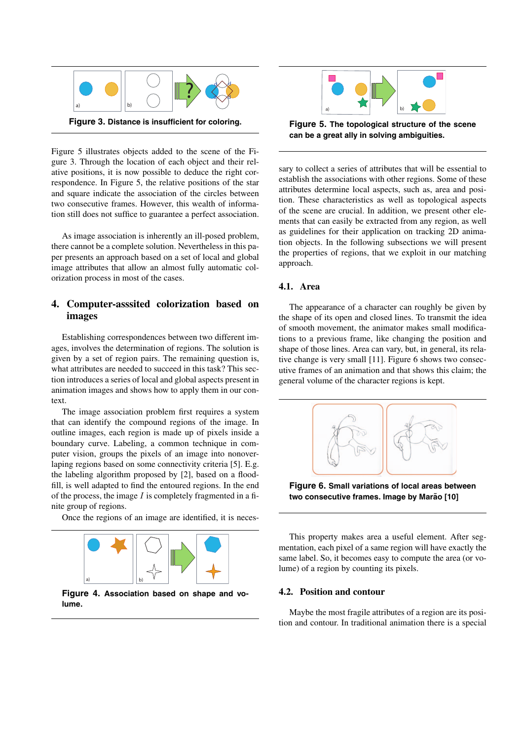Figure 3. Distance is insufficient for coloring.

Figure 5 illustrates objects added to the scene of the Figure 3. Through the location of each object and their relative positions, it is now possible to deduce the right correspondence. In Figure 5, the relative positions of the star and square indicate the association of the circles between two consecutive frames. However, this wealth of information still does not suffice to guarantee a perfect association.

As image association is inherently an ill-posed problem, there cannot be a complete solution. Nevertheless in this paper presents an approach based on a set of local and global image attributes that allow an almost fully automatic colorization process in most of the cases.

## 4. Computer-asssited colorization based on images

Establishing correspondences between two different images, involves the determination of regions. The solution is given by a set of region pairs. The remaining question is, what attributes are needed to succeed in this task? This section introduces a series of local and global aspects present in animation images and shows how to apply them in our context.

The image association problem first requires a system that can identify the compound regions of the image. In outline images, each region is made up of pixels inside a boundary curve. Labeling, a common technique in computer vision, groups the pixels of an image into nonoverlaping regions based on some connectivity criteria [5]. E.g. the labeling algorithm proposed by [2], based on a flood-fill, is well adapted to find the entoured regions. In the end of the process, the image $I$ is completely fragmented in a finite group of regions.

Once the regions of an image are identified, it is necessary to collect a series of attributes that will be essential to establish the associations with other regions. Some of these attributes determine local aspects, such as, area and position. These characteristics as well as topological aspects of the scene are crucial. In addition, we present other elements that can easily be extracted from any region, as well as guidelines for their application on tracking 2D animation objects. In the following subsections we will present the properties of regions, that we exploit in our matching approach.

Figure 4. Association based on shape and volume.

Figure 5. The topological structure of the scene can be a great ally in solving ambiguities.

### 4.1. Area

The appearance of a character can roughly be given by the shape of its open and closed lines. To transmit the idea of smooth movement, the animator makes small modifications to a previous frame, like changing the position and shape of those lines. Area can vary, but, in general, its relative change is very small [11]. Figure 6 shows two consecutive frames of an animation and that shows this claim; the general volume of the character regions is kept.

Figure 6. Small variations of local areas between two consecutive frames. Image by Marão [10]

This property makes area a useful element. After segmentation, each pixel of a same region will have exactly the same label. So, it becomes easy to compute the area (or volume) of a region by counting its pixels.

### 4.2. Position and contour

Maybe the most fragile attributes of a region are its position and contour. In traditional animation there is a special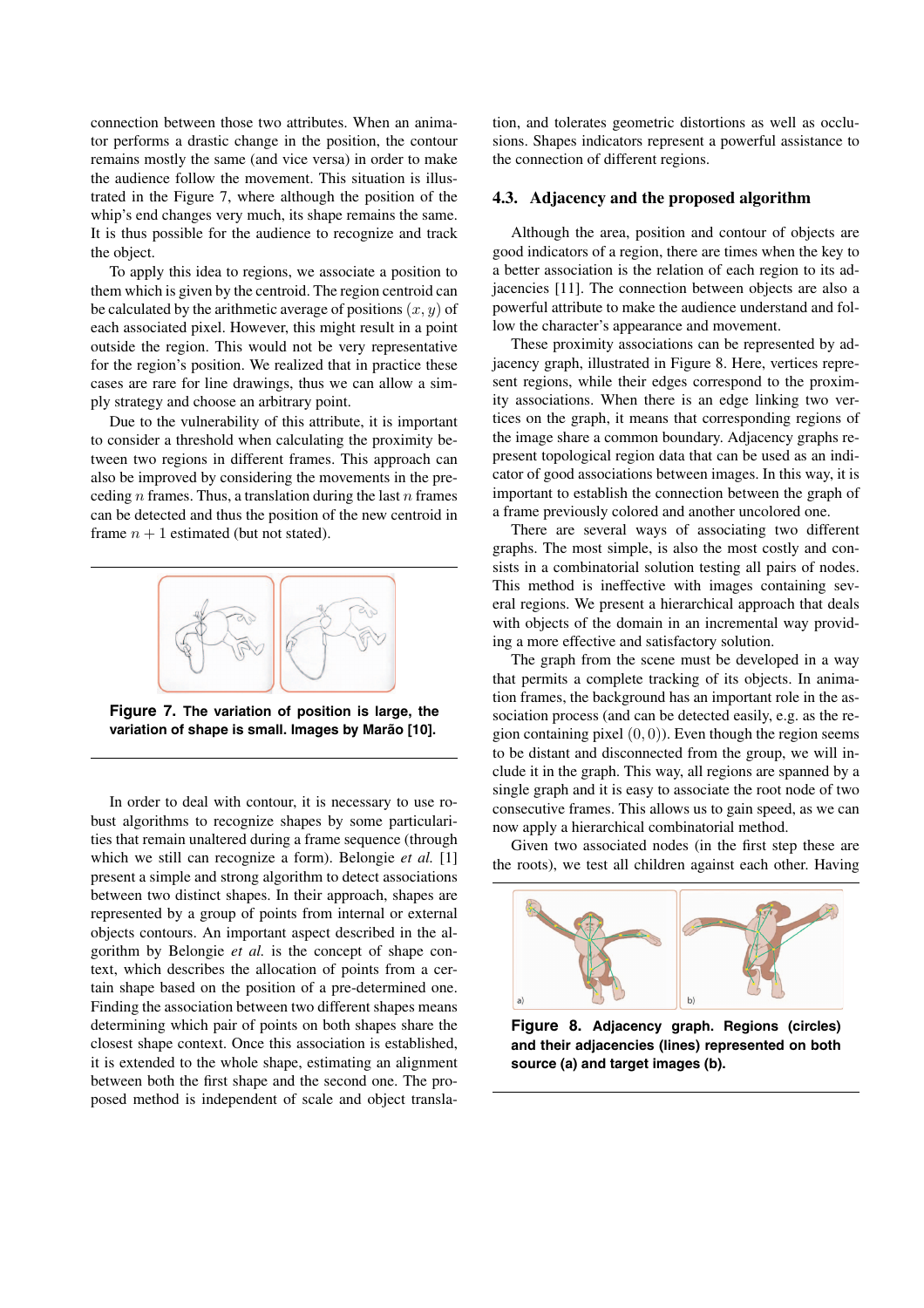connection between those two attributes. When an animator performs a drastic change in the position, the contour remains mostly the same (and vice versa) in order to make the audience follow the movement. This situation is illustrated in the Figure 7, where although the position of the whip's end changes very much, its shape remains the same. It is thus possible for the audience to recognize and track the object.

To apply this idea to regions, we associate a position to them which is given by the centroid. The region centroid can be calculated by the arithmetic average of positions $(x, y)$ of each associated pixel. However, this might result in a point outside the region. This would not be very representative for the region's position. We realized that in practice these cases are rare for line drawings, thus we can allow a simply strategy and choose an arbitrary point.

Due to the vulnerability of this attribute, it is important to consider a threshold when calculating the proximity between two regions in different frames. This approach can also be improved by considering the movements in the preceding $n$ frames. Thus, a translation during the last $n$ frames can be detected and thus the position of the new centroid in frame $n + 1$ estimated (but not stated).

**Figure 7. The variation of position is large, the variation of shape is small. Images by Marão [10].**

In order to deal with contour, it is necessary to use robust algorithms to recognize shapes by some particularities that remain unaltered during a frame sequence (through which we still can recognize a form). Belongie *et al.* [1] present a simple and strong algorithm to detect associations between two distinct shapes. In their approach, shapes are represented by a group of points from internal or external objects contours. An important aspect described in the algorithm by Belongie *et al.* is the concept of shape context, which describes the allocation of points from a certain shape based on the position of a pre-determined one. Finding the association between two different shapes means determining which pair of points on both shapes share the closest shape context. Once this association is established, it is extended to the whole shape, estimating an alignment between both the first shape and the second one. The proposed method is independent of scale and object translation, and tolerates geometric distortions as well as occlusions. Shapes indicators represent a powerful assistance to the connection of different regions.

### 4.3. Adjacency and the proposed algorithm

Although the area, position and contour of objects are good indicators of a region, there are times when the key to a better association is the relation of each region to its adjacencies [11]. The connection between objects are also a powerful attribute to make the audience understand and follow the character's appearance and movement.

These proximity associations can be represented by adjacency graph, illustrated in Figure 8. Here, vertices represent regions, while their edges correspond to the proximity associations. When there is an edge linking two vertices on the graph, it means that corresponding regions of the image share a common boundary. Adjacency graphs represent topological region data that can be used as an indicator of good associations between images. In this way, it is important to establish the connection between the graph of a frame previously colored and another uncolored one.

There are several ways of associating two different graphs. The most simple, is also the most costly and consists in a combinatorial solution testing all pairs of nodes. This method is ineffective with images containing several regions. We present a hierarchical approach that deals with objects of the domain in an incremental way providing a more effective and satisfactory solution.

The graph from the scene must be developed in a way that permits a complete tracking of its objects. In animation frames, the background has an important role in the association process (and can be detected easily, e.g. as the region containing pixel $(0, 0)$). Even though the region seems to be distant and disconnected from the group, we will include it in the graph. This way, all regions are spanned by a single graph and it is easy to associate the root node of two consecutive frames. This allows us to gain speed, as we can now apply a hierarchical combinatorial method.

Given two associated nodes (in the first step these are the roots), we test all children against each other. Having

**Figure 8. Adjacency graph. Regions (circles) and their adjacencies (lines) represented on both source (a) and target images (b).**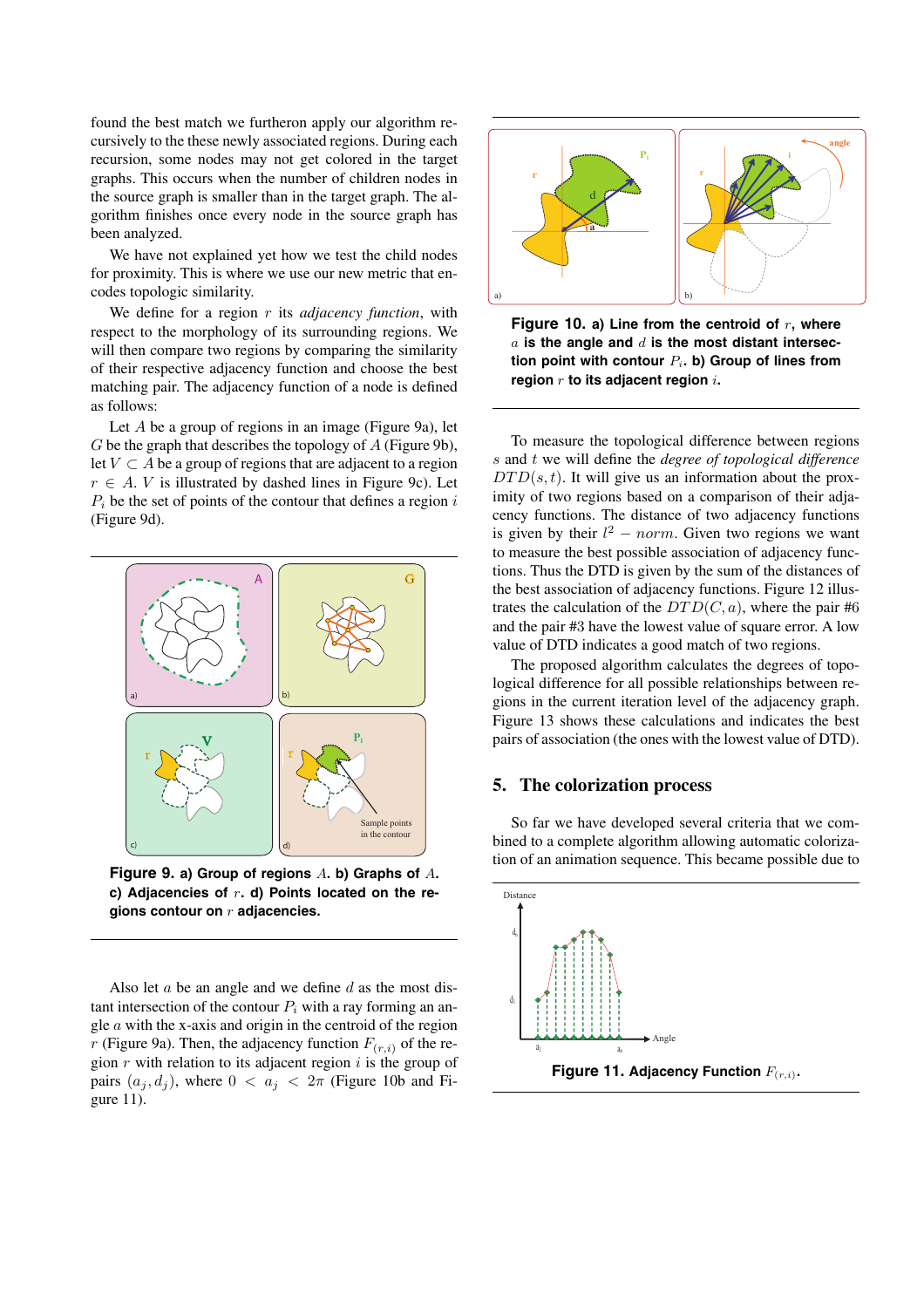found the best match we furtheron apply our algorithm recursively to the these newly associated regions. During each recursion, some nodes may not get colored in the target graphs. This occurs when the number of children nodes in the source graph is smaller than in the target graph. The algorithm finishes once every node in the source graph has been analyzed.

We have not explained yet how we test the child nodes for proximity. This is where we use our new metric that encodes topologic similarity.

We define for a region $r$ its *adjacency function*, with respect to the morphology of its surrounding regions. We will then compare two regions by comparing the similarity of their respective adjacency function and choose the best matching pair. The adjacency function of a node is defined as follows:

Let $A$ be a group of regions in an image (Figure 9a), let $G$ be the graph that describes the topology of $A$ (Figure 9b), let $V \subset A$ be a group of regions that are adjacent to a region $r \in A$. $V$ is illustrated by dashed lines in Figure 9c). Let $P_i$ be the set of points of the contour that defines a region $i$ (Figure 9d).

**Figure 9. a) Group of regions $A$. b) Graphs of $A$. c) Adjacencies of $r$. d) Points located on the regions contour on $r$ adjacencies.**

Also let $a$ be an angle and we define $d$ as the most distant intersection of the contour $P_i$ with a ray forming an angle $a$ with the x-axis and origin in the centroid of the region $r$ (Figure 9a). Then, the adjacency function $F_{(r,i)}$ of the region $r$ with relation to its adjacent region $i$ is the group of pairs $(a_j, d_j)$, where $0 < a_j < 2\pi$ (Figure 10b and Figure 11).

**Figure 10. a) Line from the centroid of $r$, where $a$ is the angle and $d$ is the most distant intersection point with contour $P_i$. b) Group of lines from region $r$ to its adjacent region $i$.**

To measure the topological difference between regions $s$ and $t$ we will define the *degree of topological difference* $DTD(s,t)$. It will give us an information about the proximity of two regions based on a comparison of their adjacency functions. The distance of two adjacency functions is given by their $l^2 - norm$. Given two regions we want to measure the best possible association of adjacency functions. Thus the DTD is given by the sum of the distances of the best association of adjacency functions. Figure 12 illustrates the calculation of the $DTD(C,a)$, where the pair #6 and the pair #3 have the lowest value of square error. A low value of DTD indicates a good match of two regions.

The proposed algorithm calculates the degrees of topological difference for all possible relationships between regions in the current iteration level of the adjacency graph. Figure 13 shows these calculations and indicates the best pairs of association (the ones with the lowest value of DTD).

## 5. The colorization process

So far we have developed several criteria that we combined to a complete algorithm allowing automatic colorization of an animation sequence. This became possible due to

**Figure 11. Adjacency Function $F_{(r,i)}$.**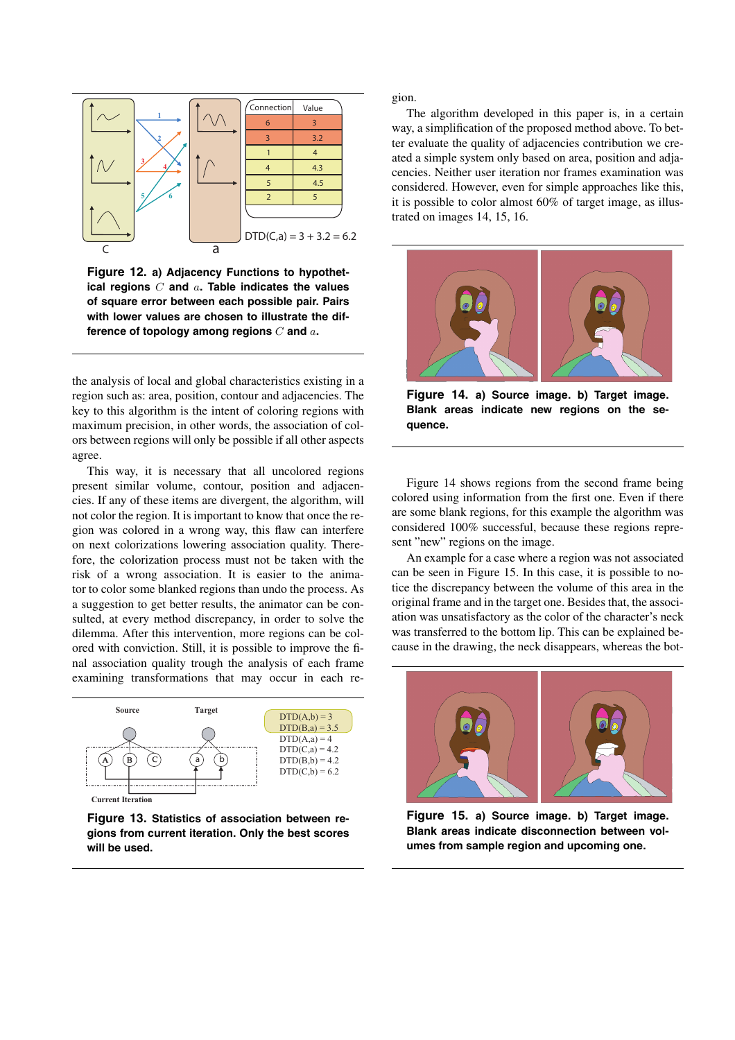| Connection | Value |
|---|---|
| 6 | 3 |
| 3 | 3.2 |
| 1 | 4 |
| 4 | 4.3 |
| 5 | 4.5 |
| 2 | 5 |

DTD(C,a) = 3 + 3.2 = 6.2

**Figure 12. a) Adjacency Functions to hypothetical regions $C$ and $a$. Table indicates the values of square error between each possible pair. Pairs with lower values are chosen to illustrate the difference of topology among regions $C$ and $a$.**

the analysis of local and global characteristics existing in a region such as: area, position, contour and adjacencies. The key to this algorithm is the intent of coloring regions with maximum precision, in other words, the association of colors between regions will only be possible if all other aspects agree.

This way, it is necessary that all uncolored regions present similar volume, contour, position and adjacencies. If any of these items are divergent, the algorithm, will not color the region. It is important to know that once the region was colored in a wrong way, this flaw can interfere on next colorizations lowering association quality. Therefore, the colorization process must not be taken with the risk of a wrong association. It is easier to the animator to color some blanked regions than undo the process. As a suggestion to get better results, the animator can be consulted, at every method discrepancy, in order to solve the dilemma. After this intervention, more regions can be colored with conviction. Still, it is possible to improve the final association quality trough the analysis of each frame examining transformations that may occur in each region.

DTD(A,b) = 3
DTD(B,a) = 3.5
DTD(A,a) = 4
DTD(C,a) = 4.2
DTD(B,b) = 4.2
DTD(C,b) = 6.2

**Figure 13. Statistics of association between regions from current iteration. Only the best scores will be used.**

The algorithm developed in this paper is, in a certain way, a simplification of the proposed method above. To better evaluate the quality of adjacencies contribution we created a simple system only based on area, position and adjacencies. Neither user iteration nor frames examination was considered. However, even for simple approaches like this, it is possible to color almost 60% of target image, as illustrated on images 14, 15, 16.

**Figure 14. a) Source image. b) Target image. Blank areas indicate new regions on the sequence.**

Figure 14 shows regions from the second frame being colored using information from the first one. Even if there are some blank regions, for this example the algorithm was considered 100% successful, because these regions represent "new" regions on the image.

An example for a case where a region was not associated can be seen in Figure 15. In this case, it is possible to notice the discrepancy between the volume of this area in the original frame and in the target one. Besides that, the association was unsatisfactory as the color of the character's neck was transferred to the bottom lip. This can be explained because in the drawing, the neck disappears, whereas the bot-

**Figure 15. a) Source image. b) Target image. Blank areas indicate disconnection between volumes from sample region and upcoming one.**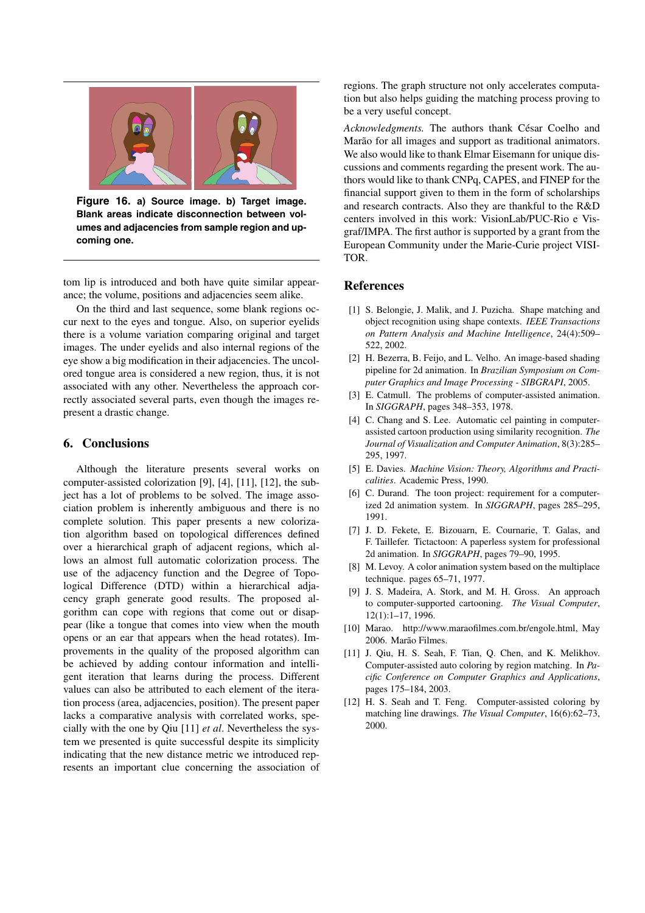**Figure 16. a) Source image. b) Target image. Blank areas indicate disconnection between volumes and adjacencies from sample region and upcoming one.**

tom lip is introduced and both have quite similar appearance; the volume, positions and adjacencies seem alike.

On the third and last sequence, some blank regions occur next to the eyes and tongue. Also, on superior eyelids there is a volume variation comparing original and target images. The under eyelids and also internal regions of the eye show a big modification in their adjacencies. The uncolored tongue area is considered a new region, thus, it is not associated with any other. Nevertheless the approach correctly associated several parts, even though the images represent a drastic change.

## 6. Conclusions

Although the literature presents several works on computer-assisted colorization [9], [4], [11], [12], the subject has a lot of problems to be solved. The image association problem is inherently ambiguous and there is no complete solution. This paper presents a new colorization algorithm based on topological differences defined over a hierarchical graph of adjacent regions, which allows an almost full automatic colorization process. The use of the adjacency function and the Degree of Topological Difference (DTD) within a hierarchical adjacency graph generate good results. The proposed algorithm can cope with regions that come out or disappear (like a tongue that comes into view when the mouth opens or an ear that appears when the head rotates). Improvements in the quality of the proposed algorithm can be achieved by adding contour information and intelligent iteration that learns during the process. Different values can also be attributed to each element of the iteration process (area, adjacencies, position). The present paper lacks a comparative analysis with correlated works, specially with the one by Qiu [11] *et al*. Nevertheless the system we presented is quite successful despite its simplicity indicating that the new distance metric we introduced represents an important clue concerning the association of regions. The graph structure not only accelerates computation but also helps guiding the matching process proving to be a very useful concept.

*Acknowledgments.* The authors thank César Coelho and Marão for all images and support as traditional animators. We also would like to thank Elmar Eisemann for unique discussions and comments regarding the present work. The authors would like to thank CNPq, CAPES, and FINEP for the financial support given to them in the form of scholarships and research contracts. Also they are thankful to the R&D centers involved in this work: VisionLab/PUC-Rio e Visgraf/IMPA. The first author is supported by a grant from the European Community under the Marie-Curie project VISITOR.

## References

[1] S. Belongie, J. Malik, and J. Puzicha. Shape matching and object recognition using shape contexts. *IEEE Transactions on Pattern Analysis and Machine Intelligence*, 24(4):509–522, 2002.

[2] H. Bezerra, B. Feijo, and L. Velho. An image-based shading pipeline for 2d animation. In *Brazilian Symposium on Computer Graphics and Image Processing - SIBGRAPI*, 2005.

[3] E. Catmull. The problems of computer-assisted animation. In *SIGGRAPH*, pages 348–353, 1978.

[4] C. Chang and S. Lee. Automatic cel painting in computer-assisted cartoon production using similarity recognition. *The Journal of Visualization and Computer Animation*, 8(3):285–295, 1997.

[5] E. Davies. *Machine Vision: Theory, Algorithms and Practicalities*. Academic Press, 1990.

[6] C. Durand. The toon project: requirement for a computerized 2d animation system. In *SIGGRAPH*, pages 285–295, 1991.

[7] J. D. Fekete, E. Bizouarn, E. Cournarie, T. Galas, and F. Taillefer. Tictactoon: A paperless system for professional 2d animation. In *SIGGRAPH*, pages 79–90, 1995.

[8] M. Levoy. A color animation system based on the multiplace technique. pages 65–71, 1977.

[9] J. S. Madeira, A. Stork, and M. H. Gross. An approach to computer-supported cartooning. *The Visual Computer*, 12(1):1–17, 1996.

[10] Marao. http://www.maraofilmes.com.br/engole.html, May 2006. Marão Filmes.

[11] J. Qiu, H. S. Seah, F. Tian, Q. Chen, and K. Melikhov. Computer-assisted auto coloring by region matching. In *Pacific Conference on Computer Graphics and Applications*, pages 175–184, 2003.

[12] H. S. Seah and T. Feng. Computer-assisted coloring by matching line drawings. *The Visual Computer*, 16(6):62–73, 2000.